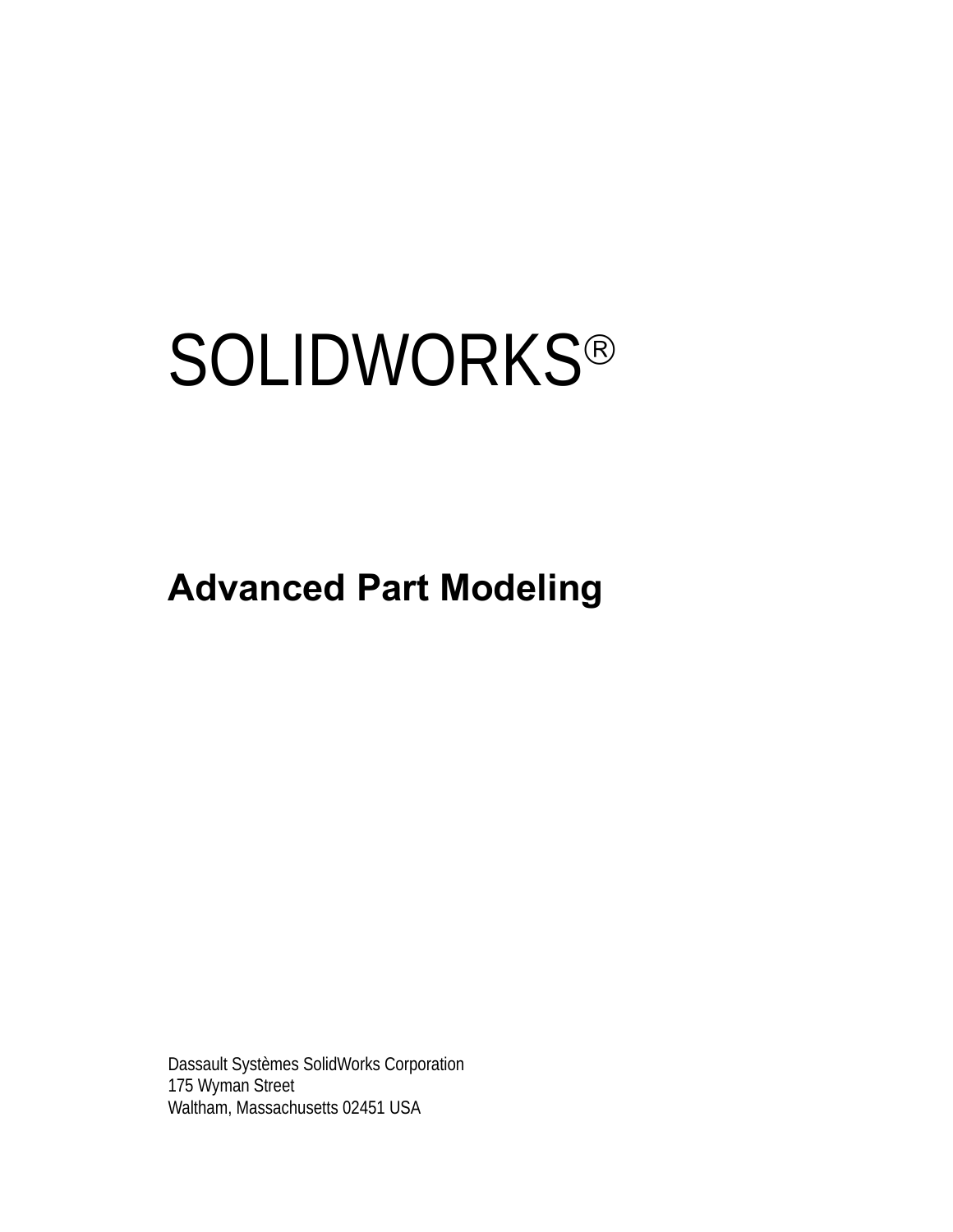# SOLIDWORKS®

## Advanced Part Modeling

Dassault Systèmes SolidWorks Corporation
175 Wyman Street
Waltham, Massachusetts 02451 USA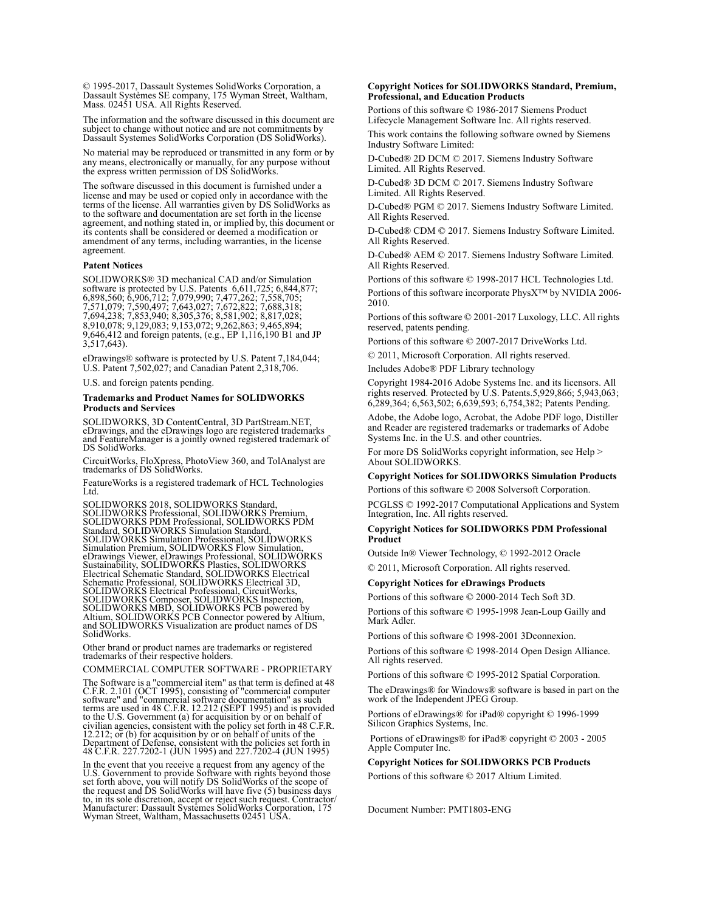© 1995-2017, Dassault Systemes SolidWorks Corporation, a Dassault Systèmes SE company, 175 Wyman Street, Waltham, Mass. 02451 USA. All Rights Reserved.

The information and the software discussed in this document are subject to change without notice and are not commitments by Dassault Systemes SolidWorks Corporation (DS SolidWorks).

No material may be reproduced or transmitted in any form or by any means, electronically or manually, for any purpose without the express written permission of DS SolidWorks.

The software discussed in this document is furnished under a license and may be used or copied only in accordance with the terms of the license. All warranties given by DS SolidWorks as to the software and documentation are set forth in the license agreement, and nothing stated in, or implied by, this document or its contents shall be considered or deemed a modification or amendment of any terms, including warranties, in the license agreement.

**Patent Notices**

SOLIDWORKS® 3D mechanical CAD and/or Simulation software is protected by U.S. Patents 6,611,725; 6,844,877; 6,898,560; 6,906,712; 7,079,990; 7,477,262; 7,558,705; 7,571,079; 7,590,497; 7,643,027; 7,672,822; 7,688,318; 7,694,238; 7,853,940; 8,305,376; 8,581,902; 8,817,028; 8,910,078; 9,129,083; 9,153,072; 9,262,863; 9,465,894; 9,646,412 and foreign patents, (e.g., EP 1,116,190 B1 and JP 3,517,643).

eDrawings® software is protected by U.S. Patent 7,184,044; U.S. Patent 7,502,027; and Canadian Patent 2,318,706.

U.S. and foreign patents pending.

**Trademarks and Product Names for SOLIDWORKS Products and Services**

SOLIDWORKS, 3D ContentCentral, 3D PartStream.NET, eDrawings, and the eDrawings logo are registered trademarks and FeatureManager is a jointly owned registered trademark of DS SolidWorks.

CircuitWorks, FloXpress, PhotoView 360, and TolAnalyst are trademarks of DS SolidWorks.

FeatureWorks is a registered trademark of HCL Technologies Ltd.

SOLIDWORKS 2018, SOLIDWORKS Standard, SOLIDWORKS Premium, SOLIDWORKS Professional, SOLIDWORKS PDM Professional, SOLIDWORKS PDM Standard, SOLIDWORKS Simulation Standard, SOLIDWORKS Simulation Professional, SOLIDWORKS Simulation Premium, SOLIDWORKS Flow Simulation, eDrawings Viewer, eDrawings Professional, SOLIDWORKS Sustainability, SOLIDWORKS Plastics, SOLIDWORKS Electrical Schematic Standard, SOLIDWORKS Electrical Schematic Professional, SOLIDWORKS Electrical 3D, SOLIDWORKS Electrical Professional, CircuitWorks, SOLIDWORKS Composer, SOLIDWORKS Inspection, SOLIDWORKS MBD, SOLIDWORKS PCB powered by Altium, SOLIDWORKS PCB Connector powered by Altium, and SOLIDWORKS Visualization are product names of DS SolidWorks.

Other brand or product names are trademarks or registered trademarks of their respective holders.

COMMERCIAL COMPUTER SOFTWARE - PROPRIETARY

The Software is a "commercial item" as that term is defined at 48 C.F.R. 2.101 (OCT 1995), consisting of "commercial computer software" and "commercial software documentation" as such terms are used in 48 C.F.R. 12.212 (SEPT 1995) and is provided to the U.S. Government (a) for acquisition by or on behalf of civilian agencies, consistent with the policy set forth in 48 C.F.R. 12.212; or (b) for acquisition by or on behalf of units of the Department of Defense, consistent with the policies set forth in 48 C.F.R. 227.7202-1 (JUN 1995) and 227.7202-4 (JUN 1995)

In the event that you receive a request from any agency of the U.S. Government to provide Software with rights beyond those set forth above, you will notify DS SolidWorks of the scope of the request and DS SolidWorks will have five (5) business days to, in its sole discretion, accept or reject such request. Contractor/ Manufacturer: Dassault Systemes SolidWorks Corporation, 175 Wyman Street, Waltham, Massachusetts 02451 USA.

**Copyright Notices for SOLIDWORKS Standard, Premium, Professional, and Education Products**

Portions of this software © 1986-2017 Siemens Product Lifecycle Management Software Inc. All rights reserved.

This work contains the following software owned by Siemens Industry Software Limited:

D-Cubed® 2D DCM © 2017. Siemens Industry Software Limited. All Rights Reserved.

D-Cubed® 3D DCM © 2017. Siemens Industry Software Limited. All Rights Reserved.

D-Cubed® PGM © 2017. Siemens Industry Software Limited. All Rights Reserved.

D-Cubed® CDM © 2017. Siemens Industry Software Limited. All Rights Reserved.

D-Cubed® AEM © 2017. Siemens Industry Software Limited. All Rights Reserved.

Portions of this software © 1998-2017 HCL Technologies Ltd.

Portions of this software incorporate PhysX™ by NVIDIA 2006-2010.

Portions of this software © 2001-2017 Luxology, LLC. All rights reserved, patents pending.

Portions of this software © 2007-2017 DriveWorks Ltd.

© 2011, Microsoft Corporation. All rights reserved.

Includes Adobe® PDF Library technology

Copyright 1984-2016 Adobe Systems Inc. and its licensors. All rights reserved. Protected by U.S. Patents.5,929,866; 5,943,063; 6,289,364; 6,563,502; 6,639,593; 6,754,382; Patents Pending.

Adobe, the Adobe logo, Acrobat, the Adobe PDF logo, Distiller and Reader are registered trademarks or trademarks of Adobe Systems Inc. in the U.S. and other countries.

For more DS SolidWorks copyright information, see Help > About SOLIDWORKS.

**Copyright Notices for SOLIDWORKS Simulation Products**

Portions of this software © 2008 Solversoft Corporation.

PCGLSS © 1992-2017 Computational Applications and System Integration, Inc. All rights reserved.

**Copyright Notices for SOLIDWORKS PDM Professional Product**

Outside In® Viewer Technology, © 1992-2012 Oracle

© 2011, Microsoft Corporation. All rights reserved.

**Copyright Notices for eDrawings Products**

Portions of this software © 2000-2014 Tech Soft 3D.

Portions of this software © 1995-1998 Jean-Loup Gailly and Mark Adler.

Portions of this software © 1998-2001 3Dconnexion.

Portions of this software © 1998-2014 Open Design Alliance. All rights reserved.

Portions of this software © 1995-2012 Spatial Corporation.

The eDrawings® for Windows® software is based in part on the work of the Independent JPEG Group.

Portions of eDrawings® for iPad® copyright © 1996-1999 Silicon Graphics Systems, Inc.

Portions of eDrawings® for iPad® copyright © 2003 - 2005 Apple Computer Inc.

**Copyright Notices for SOLIDWORKS PCB Products**

Portions of this software © 2017 Altium Limited.

Document Number: PMT1803-ENG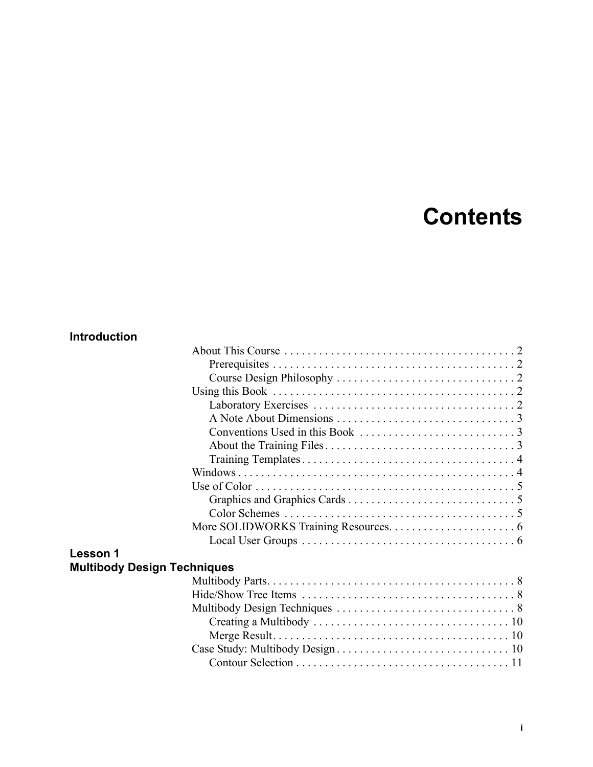# Contents

## Introduction

- About This Course . . . . . . . . . . . . . . . . . . . . . . . . . . . . . . . . . . . . . . . . 2
  - Prerequisites . . . . . . . . . . . . . . . . . . . . . . . . . . . . . . . . . . . . . . . . . . 2
  - Course Design Philosophy . . . . . . . . . . . . . . . . . . . . . . . . . . . . . . . 2
- Using this Book . . . . . . . . . . . . . . . . . . . . . . . . . . . . . . . . . . . . . . . . . 2
  - Laboratory Exercises . . . . . . . . . . . . . . . . . . . . . . . . . . . . . . . . . . . 2
  - A Note About Dimensions . . . . . . . . . . . . . . . . . . . . . . . . . . . . . . . 3
  - Conventions Used in this Book . . . . . . . . . . . . . . . . . . . . . . . . . . . 3
  - About the Training Files . . . . . . . . . . . . . . . . . . . . . . . . . . . . . . . . . 3
  - Training Templates . . . . . . . . . . . . . . . . . . . . . . . . . . . . . . . . . . . . . 4
- Windows . . . . . . . . . . . . . . . . . . . . . . . . . . . . . . . . . . . . . . . . . . . . . . . . 4
- Use of Color . . . . . . . . . . . . . . . . . . . . . . . . . . . . . . . . . . . . . . . . . . . . . 5
  - Graphics and Graphics Cards . . . . . . . . . . . . . . . . . . . . . . . . . . . . . 5
  - Color Schemes . . . . . . . . . . . . . . . . . . . . . . . . . . . . . . . . . . . . . . . . 5
- More SOLIDWORKS Training Resources. . . . . . . . . . . . . . . . . . . . . . 6
  - Local User Groups . . . . . . . . . . . . . . . . . . . . . . . . . . . . . . . . . . . . . 6

## Lesson 1 Multibody Design Techniques

- Multibody Parts. . . . . . . . . . . . . . . . . . . . . . . . . . . . . . . . . . . . . . . . . . . 8
- Hide/Show Tree Items . . . . . . . . . . . . . . . . . . . . . . . . . . . . . . . . . . . . . 8
- Multibody Design Techniques . . . . . . . . . . . . . . . . . . . . . . . . . . . . . . . 8
  - Creating a Multibody . . . . . . . . . . . . . . . . . . . . . . . . . . . . . . . . . . 10
  - Merge Result. . . . . . . . . . . . . . . . . . . . . . . . . . . . . . . . . . . . . . . . . 10
- Case Study: Multibody Design . . . . . . . . . . . . . . . . . . . . . . . . . . . . . . 10
  - Contour Selection . . . . . . . . . . . . . . . . . . . . . . . . . . . . . . . . . . . . . 11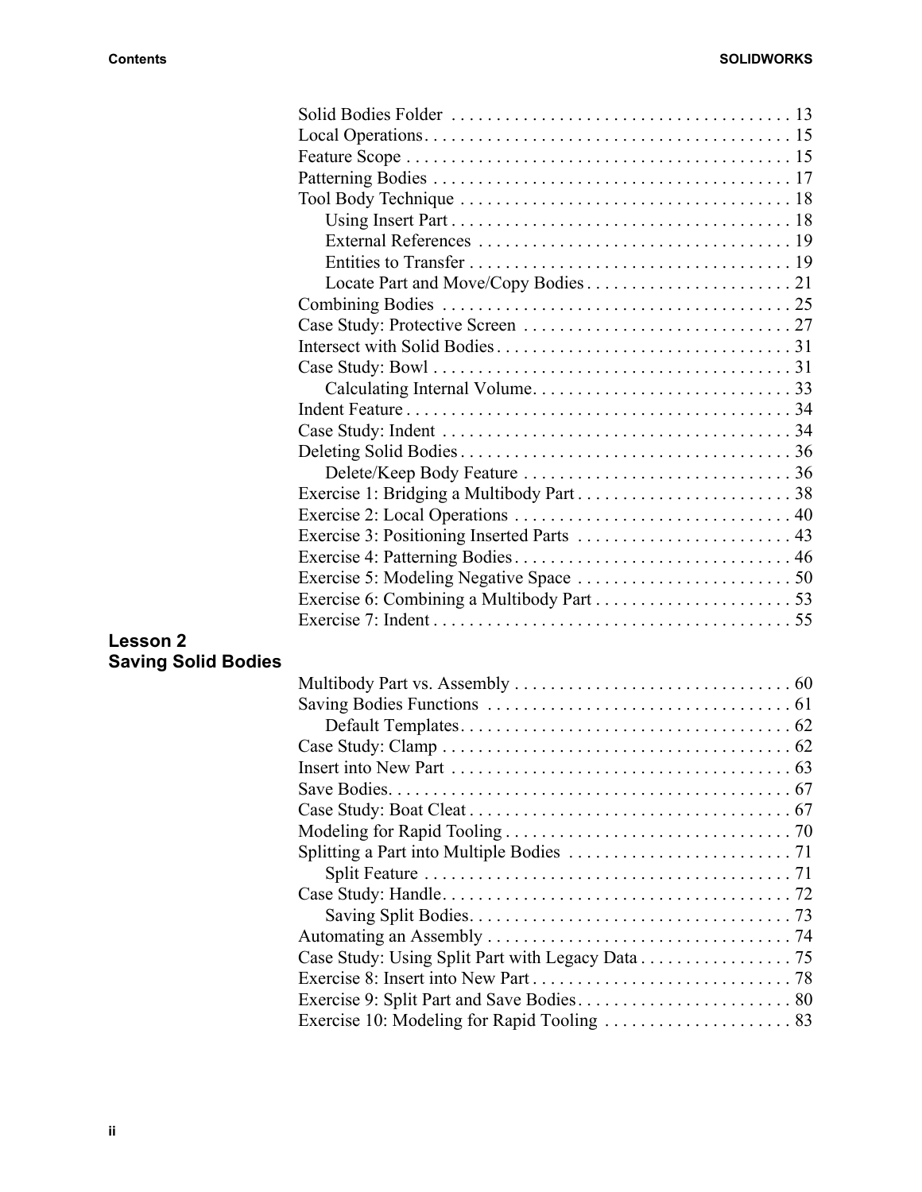Solid Bodies Folder . . . . . . . . . . . . . . . . . . . . . . . . . . . . . . . . . . . . . 13
Local Operations. . . . . . . . . . . . . . . . . . . . . . . . . . . . . . . . . . . . . . . . 15
Feature Scope . . . . . . . . . . . . . . . . . . . . . . . . . . . . . . . . . . . . . . . . . . 15
Patterning Bodies . . . . . . . . . . . . . . . . . . . . . . . . . . . . . . . . . . . . . . . 17
Tool Body Technique . . . . . . . . . . . . . . . . . . . . . . . . . . . . . . . . . . . . 18
    Using Insert Part . . . . . . . . . . . . . . . . . . . . . . . . . . . . . . . . . . . . . 18
    External References . . . . . . . . . . . . . . . . . . . . . . . . . . . . . . . . . . 19
    Entities to Transfer . . . . . . . . . . . . . . . . . . . . . . . . . . . . . . . . . . . 19
    Locate Part and Move/Copy Bodies . . . . . . . . . . . . . . . . . . . . . . . 21
Combining Bodies . . . . . . . . . . . . . . . . . . . . . . . . . . . . . . . . . . . . . . 25
Case Study: Protective Screen . . . . . . . . . . . . . . . . . . . . . . . . . . . . . 27
Intersect with Solid Bodies . . . . . . . . . . . . . . . . . . . . . . . . . . . . . . . . 31
Case Study: Bowl . . . . . . . . . . . . . . . . . . . . . . . . . . . . . . . . . . . . . . . 31
    Calculating Internal Volume. . . . . . . . . . . . . . . . . . . . . . . . . . . . . 33
Indent Feature . . . . . . . . . . . . . . . . . . . . . . . . . . . . . . . . . . . . . . . . . . 34
Case Study: Indent . . . . . . . . . . . . . . . . . . . . . . . . . . . . . . . . . . . . . . 34
Deleting Solid Bodies . . . . . . . . . . . . . . . . . . . . . . . . . . . . . . . . . . . . 36
    Delete/Keep Body Feature . . . . . . . . . . . . . . . . . . . . . . . . . . . . . . 36
Exercise 1: Bridging a Multibody Part . . . . . . . . . . . . . . . . . . . . . . . 38
Exercise 2: Local Operations . . . . . . . . . . . . . . . . . . . . . . . . . . . . . . 40
Exercise 3: Positioning Inserted Parts . . . . . . . . . . . . . . . . . . . . . . . 43
Exercise 4: Patterning Bodies. . . . . . . . . . . . . . . . . . . . . . . . . . . . . . 46
Exercise 5: Modeling Negative Space . . . . . . . . . . . . . . . . . . . . . . . 50
Exercise 6: Combining a Multibody Part . . . . . . . . . . . . . . . . . . . . . 53
Exercise 7: Indent . . . . . . . . . . . . . . . . . . . . . . . . . . . . . . . . . . . . . . . 55

## Lesson 2 Saving Solid Bodies

Multibody Part vs. Assembly . . . . . . . . . . . . . . . . . . . . . . . . . . . . . . 60
Saving Bodies Functions . . . . . . . . . . . . . . . . . . . . . . . . . . . . . . . . . 61
    Default Templates. . . . . . . . . . . . . . . . . . . . . . . . . . . . . . . . . . . . 62
Case Study: Clamp . . . . . . . . . . . . . . . . . . . . . . . . . . . . . . . . . . . . . . 62
Insert into New Part . . . . . . . . . . . . . . . . . . . . . . . . . . . . . . . . . . . . . 63
Save Bodies. . . . . . . . . . . . . . . . . . . . . . . . . . . . . . . . . . . . . . . . . . . . 67
Case Study: Boat Cleat . . . . . . . . . . . . . . . . . . . . . . . . . . . . . . . . . . . 67
Modeling for Rapid Tooling . . . . . . . . . . . . . . . . . . . . . . . . . . . . . . . 70
Splitting a Part into Multiple Bodies . . . . . . . . . . . . . . . . . . . . . . . . 71
    Split Feature . . . . . . . . . . . . . . . . . . . . . . . . . . . . . . . . . . . . . . . . 71
Case Study: Handle. . . . . . . . . . . . . . . . . . . . . . . . . . . . . . . . . . . . . . 72
    Saving Split Bodies. . . . . . . . . . . . . . . . . . . . . . . . . . . . . . . . . . . 73
Automating an Assembly . . . . . . . . . . . . . . . . . . . . . . . . . . . . . . . . . 74
Case Study: Using Split Part with Legacy Data . . . . . . . . . . . . . . . . 75
Exercise 8: Insert into New Part . . . . . . . . . . . . . . . . . . . . . . . . . . . . 78
Exercise 9: Split Part and Save Bodies. . . . . . . . . . . . . . . . . . . . . . . 80
Exercise 10: Modeling for Rapid Tooling . . . . . . . . . . . . . . . . . . . . 83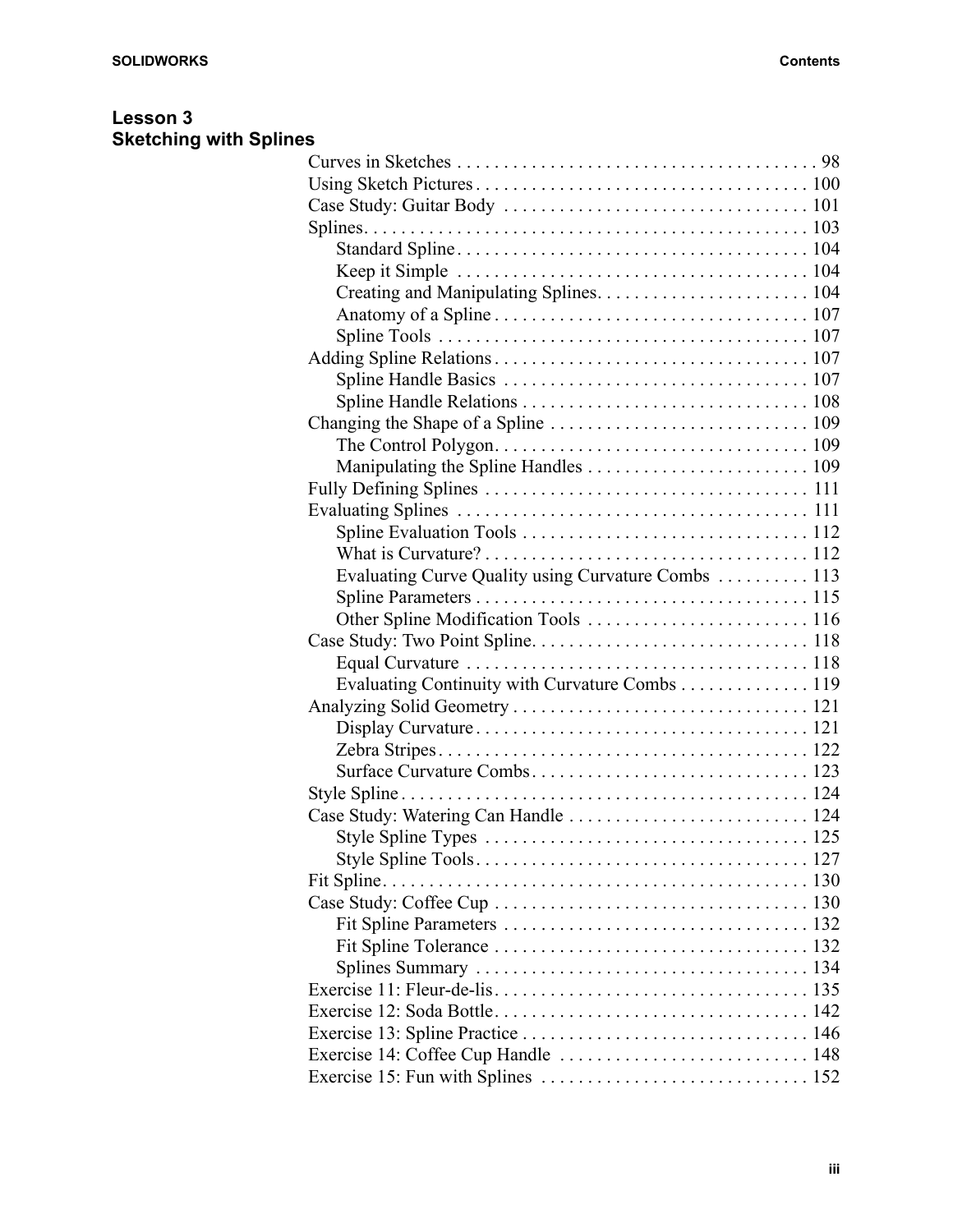## Lesson 3
## Sketching with Splines

- Curves in Sketches . . . . . . . . . . . . . . . . . . . . . . . . . . . . . . . . . . . . . . . 98
- Using Sketch Pictures . . . . . . . . . . . . . . . . . . . . . . . . . . . . . . . . . . . 100
- Case Study: Guitar Body . . . . . . . . . . . . . . . . . . . . . . . . . . . . . . . . 101
- Splines. . . . . . . . . . . . . . . . . . . . . . . . . . . . . . . . . . . . . . . . . . . . . . . 103
  - Standard Spline . . . . . . . . . . . . . . . . . . . . . . . . . . . . . . . . . . . . . 104
  - Keep it Simple . . . . . . . . . . . . . . . . . . . . . . . . . . . . . . . . . . . . . 104
  - Creating and Manipulating Splines. . . . . . . . . . . . . . . . . . . . . . . 104
  - Anatomy of a Spline . . . . . . . . . . . . . . . . . . . . . . . . . . . . . . . . . 107
  - Spline Tools . . . . . . . . . . . . . . . . . . . . . . . . . . . . . . . . . . . . . . . 107
- Adding Spline Relations . . . . . . . . . . . . . . . . . . . . . . . . . . . . . . . . . 107
  - Spline Handle Basics . . . . . . . . . . . . . . . . . . . . . . . . . . . . . . . . 107
  - Spline Handle Relations . . . . . . . . . . . . . . . . . . . . . . . . . . . . . . 108
- Changing the Shape of a Spline . . . . . . . . . . . . . . . . . . . . . . . . . . . 109
  - The Control Polygon. . . . . . . . . . . . . . . . . . . . . . . . . . . . . . . . . 109
  - Manipulating the Spline Handles . . . . . . . . . . . . . . . . . . . . . . . . 109
- Fully Defining Splines . . . . . . . . . . . . . . . . . . . . . . . . . . . . . . . . . . 111
- Evaluating Splines . . . . . . . . . . . . . . . . . . . . . . . . . . . . . . . . . . . . . 111
  - Spline Evaluation Tools . . . . . . . . . . . . . . . . . . . . . . . . . . . . . . 112
  - What is Curvature? . . . . . . . . . . . . . . . . . . . . . . . . . . . . . . . . . . 112
  - Evaluating Curve Quality using Curvature Combs . . . . . . . . . . 113
  - Spline Parameters . . . . . . . . . . . . . . . . . . . . . . . . . . . . . . . . . . . 115
  - Other Spline Modification Tools . . . . . . . . . . . . . . . . . . . . . . . . 116
- Case Study: Two Point Spline. . . . . . . . . . . . . . . . . . . . . . . . . . . . . . 118
  - Equal Curvature . . . . . . . . . . . . . . . . . . . . . . . . . . . . . . . . . . . . 118
  - Evaluating Continuity with Curvature Combs . . . . . . . . . . . . . . 119
- Analyzing Solid Geometry . . . . . . . . . . . . . . . . . . . . . . . . . . . . . . . . 121
  - Display Curvature . . . . . . . . . . . . . . . . . . . . . . . . . . . . . . . . . . . 121
  - Zebra Stripes . . . . . . . . . . . . . . . . . . . . . . . . . . . . . . . . . . . . . . . 122
  - Surface Curvature Combs. . . . . . . . . . . . . . . . . . . . . . . . . . . . . . 123
- Style Spline . . . . . . . . . . . . . . . . . . . . . . . . . . . . . . . . . . . . . . . . . . . 124
- Case Study: Watering Can Handle . . . . . . . . . . . . . . . . . . . . . . . . . . 124
  - Style Spline Types . . . . . . . . . . . . . . . . . . . . . . . . . . . . . . . . . . . 125
  - Style Spline Tools. . . . . . . . . . . . . . . . . . . . . . . . . . . . . . . . . . . . 127
- Fit Spline. . . . . . . . . . . . . . . . . . . . . . . . . . . . . . . . . . . . . . . . . . . . . 130
- Case Study: Coffee Cup . . . . . . . . . . . . . . . . . . . . . . . . . . . . . . . . . . 130
  - Fit Spline Parameters . . . . . . . . . . . . . . . . . . . . . . . . . . . . . . . . 132
  - Fit Spline Tolerance . . . . . . . . . . . . . . . . . . . . . . . . . . . . . . . . . 132
  - Splines Summary . . . . . . . . . . . . . . . . . . . . . . . . . . . . . . . . . . . 134
- Exercise 11: Fleur-de-lis. . . . . . . . . . . . . . . . . . . . . . . . . . . . . . . . . 135
- Exercise 12: Soda Bottle. . . . . . . . . . . . . . . . . . . . . . . . . . . . . . . . . 142
- Exercise 13: Spline Practice . . . . . . . . . . . . . . . . . . . . . . . . . . . . . . 146
- Exercise 14: Coffee Cup Handle . . . . . . . . . . . . . . . . . . . . . . . . . . . 148
- Exercise 15: Fun with Splines . . . . . . . . . . . . . . . . . . . . . . . . . . . . . 152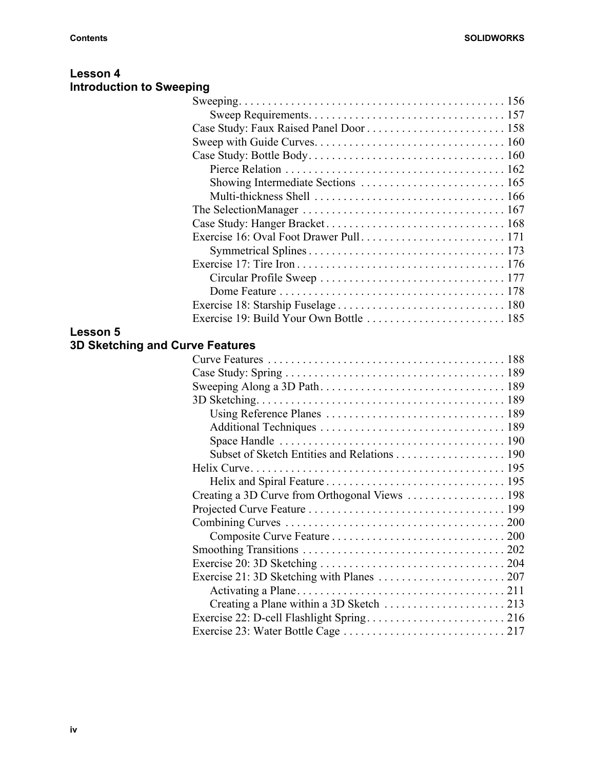## Lesson 4
## Introduction to Sweeping

- Sweeping . . . . . . . . . . . . . . . . . . . . . . . . . . . . . . . . . . . . . . . . . . . . . . 156
  - Sweep Requirements . . . . . . . . . . . . . . . . . . . . . . . . . . . . . . . . . . 157
- Case Study: Faux Raised Panel Door . . . . . . . . . . . . . . . . . . . . . . . . 158
- Sweep with Guide Curves . . . . . . . . . . . . . . . . . . . . . . . . . . . . . . . . . 160
- Case Study: Bottle Body . . . . . . . . . . . . . . . . . . . . . . . . . . . . . . . . . . 160
  - Pierce Relation . . . . . . . . . . . . . . . . . . . . . . . . . . . . . . . . . . . . . . 162
  - Showing Intermediate Sections . . . . . . . . . . . . . . . . . . . . . . . . . 165
  - Multi-thickness Shell . . . . . . . . . . . . . . . . . . . . . . . . . . . . . . . . . 166
- The SelectionManager . . . . . . . . . . . . . . . . . . . . . . . . . . . . . . . . . . . 167
- Case Study: Hanger Bracket . . . . . . . . . . . . . . . . . . . . . . . . . . . . . . . 168
- Exercise 16: Oval Foot Drawer Pull . . . . . . . . . . . . . . . . . . . . . . . . . 171
  - Symmetrical Splines . . . . . . . . . . . . . . . . . . . . . . . . . . . . . . . . . . 173
- Exercise 17: Tire Iron . . . . . . . . . . . . . . . . . . . . . . . . . . . . . . . . . . . . 176
  - Circular Profile Sweep . . . . . . . . . . . . . . . . . . . . . . . . . . . . . . . . 177
  - Dome Feature . . . . . . . . . . . . . . . . . . . . . . . . . . . . . . . . . . . . . . . 178
- Exercise 18: Starship Fuselage . . . . . . . . . . . . . . . . . . . . . . . . . . . . . 180
- Exercise 19: Build Your Own Bottle . . . . . . . . . . . . . . . . . . . . . . . . 185

## Lesson 5
## 3D Sketching and Curve Features

- Curve Features . . . . . . . . . . . . . . . . . . . . . . . . . . . . . . . . . . . . . . . . . 188
- Case Study: Spring . . . . . . . . . . . . . . . . . . . . . . . . . . . . . . . . . . . . . . 189
- Sweeping Along a 3D Path . . . . . . . . . . . . . . . . . . . . . . . . . . . . . . . . 189
- 3D Sketching . . . . . . . . . . . . . . . . . . . . . . . . . . . . . . . . . . . . . . . . . . . 189
  - Using Reference Planes . . . . . . . . . . . . . . . . . . . . . . . . . . . . . . . 189
  - Additional Techniques . . . . . . . . . . . . . . . . . . . . . . . . . . . . . . . . 189
  - Space Handle . . . . . . . . . . . . . . . . . . . . . . . . . . . . . . . . . . . . . . . 190
  - Subset of Sketch Entities and Relations . . . . . . . . . . . . . . . . . . . 190
- Helix Curve . . . . . . . . . . . . . . . . . . . . . . . . . . . . . . . . . . . . . . . . . . . 195
  - Helix and Spiral Feature . . . . . . . . . . . . . . . . . . . . . . . . . . . . . . . 195
- Creating a 3D Curve from Orthogonal Views . . . . . . . . . . . . . . . . . 198
- Projected Curve Feature . . . . . . . . . . . . . . . . . . . . . . . . . . . . . . . . . . 199
- Combining Curves . . . . . . . . . . . . . . . . . . . . . . . . . . . . . . . . . . . . . . 200
  - Composite Curve Feature . . . . . . . . . . . . . . . . . . . . . . . . . . . . . . 200
- Smoothing Transitions . . . . . . . . . . . . . . . . . . . . . . . . . . . . . . . . . . . 202
- Exercise 20: 3D Sketching . . . . . . . . . . . . . . . . . . . . . . . . . . . . . . . . 204
- Exercise 21: 3D Sketching with Planes . . . . . . . . . . . . . . . . . . . . . . 207
  - Activating a Plane . . . . . . . . . . . . . . . . . . . . . . . . . . . . . . . . . . . . 211
  - Creating a Plane within a 3D Sketch . . . . . . . . . . . . . . . . . . . . . 213
- Exercise 22: D-cell Flashlight Spring . . . . . . . . . . . . . . . . . . . . . . . . 216
- Exercise 23: Water Bottle Cage . . . . . . . . . . . . . . . . . . . . . . . . . . . . 217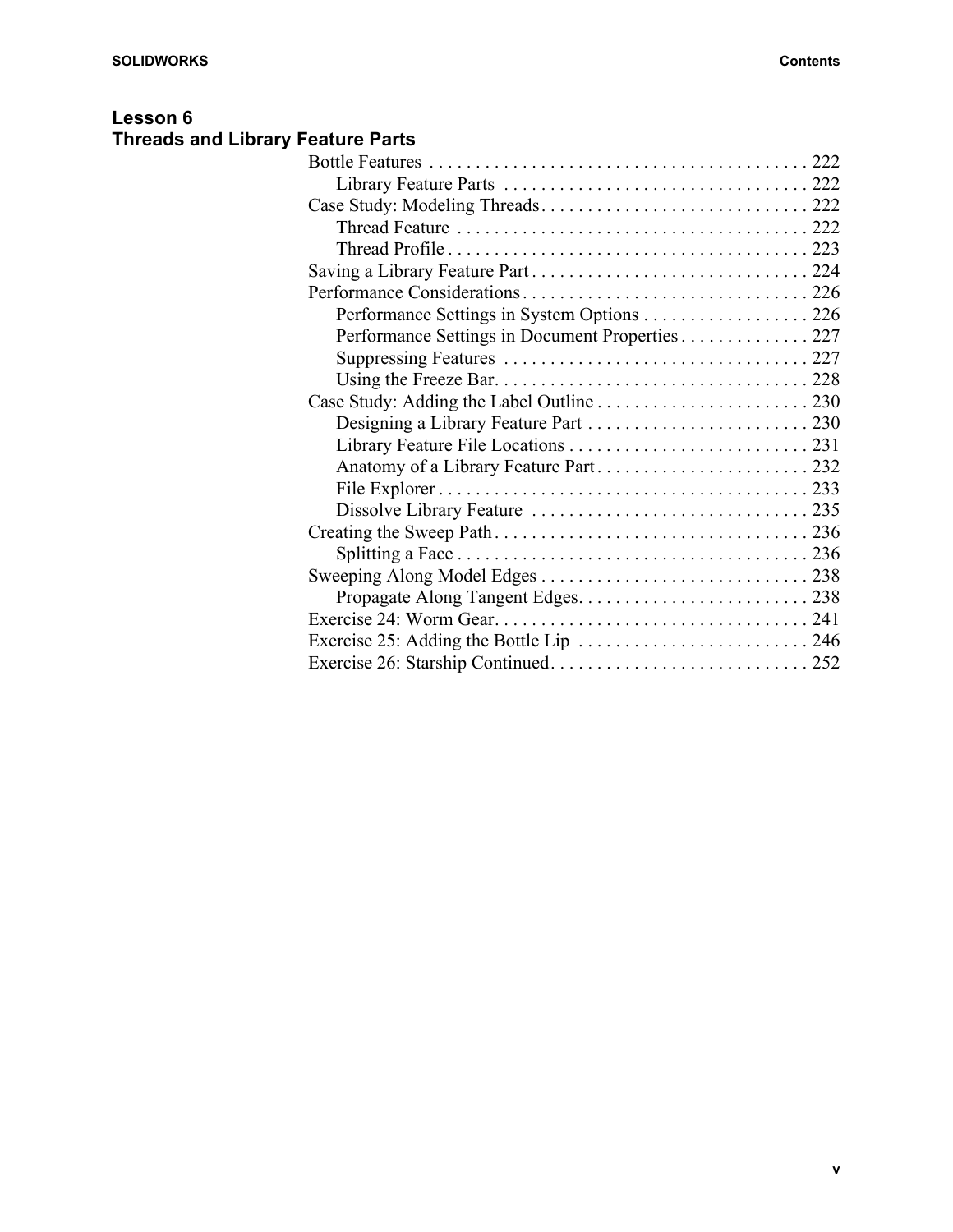## Lesson 6
## Threads and Library Feature Parts

- Bottle Features . . . . . . . . . . . . . . . . . . . . . . . . . . . . . . . . . . . . . . . . 222
  - Library Feature Parts . . . . . . . . . . . . . . . . . . . . . . . . . . . . . . . . 222
- Case Study: Modeling Threads . . . . . . . . . . . . . . . . . . . . . . . . . . . . . 222
  - Thread Feature . . . . . . . . . . . . . . . . . . . . . . . . . . . . . . . . . . . . . . 222
  - Thread Profile . . . . . . . . . . . . . . . . . . . . . . . . . . . . . . . . . . . . . . 223
- Saving a Library Feature Part . . . . . . . . . . . . . . . . . . . . . . . . . . . . . . 224
- Performance Considerations . . . . . . . . . . . . . . . . . . . . . . . . . . . . . . . 226
  - Performance Settings in System Options . . . . . . . . . . . . . . . . . . 226
  - Performance Settings in Document Properties . . . . . . . . . . . . . . 227
  - Suppressing Features . . . . . . . . . . . . . . . . . . . . . . . . . . . . . . . . 227
  - Using the Freeze Bar . . . . . . . . . . . . . . . . . . . . . . . . . . . . . . . . . 228
- Case Study: Adding the Label Outline . . . . . . . . . . . . . . . . . . . . . . . 230
  - Designing a Library Feature Part . . . . . . . . . . . . . . . . . . . . . . . . 230
  - Library Feature File Locations . . . . . . . . . . . . . . . . . . . . . . . . . . 231
  - Anatomy of a Library Feature Part . . . . . . . . . . . . . . . . . . . . . . . 232
  - File Explorer . . . . . . . . . . . . . . . . . . . . . . . . . . . . . . . . . . . . . . . 233
  - Dissolve Library Feature . . . . . . . . . . . . . . . . . . . . . . . . . . . . . . 235
- Creating the Sweep Path . . . . . . . . . . . . . . . . . . . . . . . . . . . . . . . . . 236
  - Splitting a Face . . . . . . . . . . . . . . . . . . . . . . . . . . . . . . . . . . . . . 236
- Sweeping Along Model Edges . . . . . . . . . . . . . . . . . . . . . . . . . . . . . 238
  - Propagate Along Tangent Edges . . . . . . . . . . . . . . . . . . . . . . . . . 238
- Exercise 24: Worm Gear . . . . . . . . . . . . . . . . . . . . . . . . . . . . . . . . . 241
- Exercise 25: Adding the Bottle Lip . . . . . . . . . . . . . . . . . . . . . . . . . 246
- Exercise 26: Starship Continued . . . . . . . . . . . . . . . . . . . . . . . . . . . 252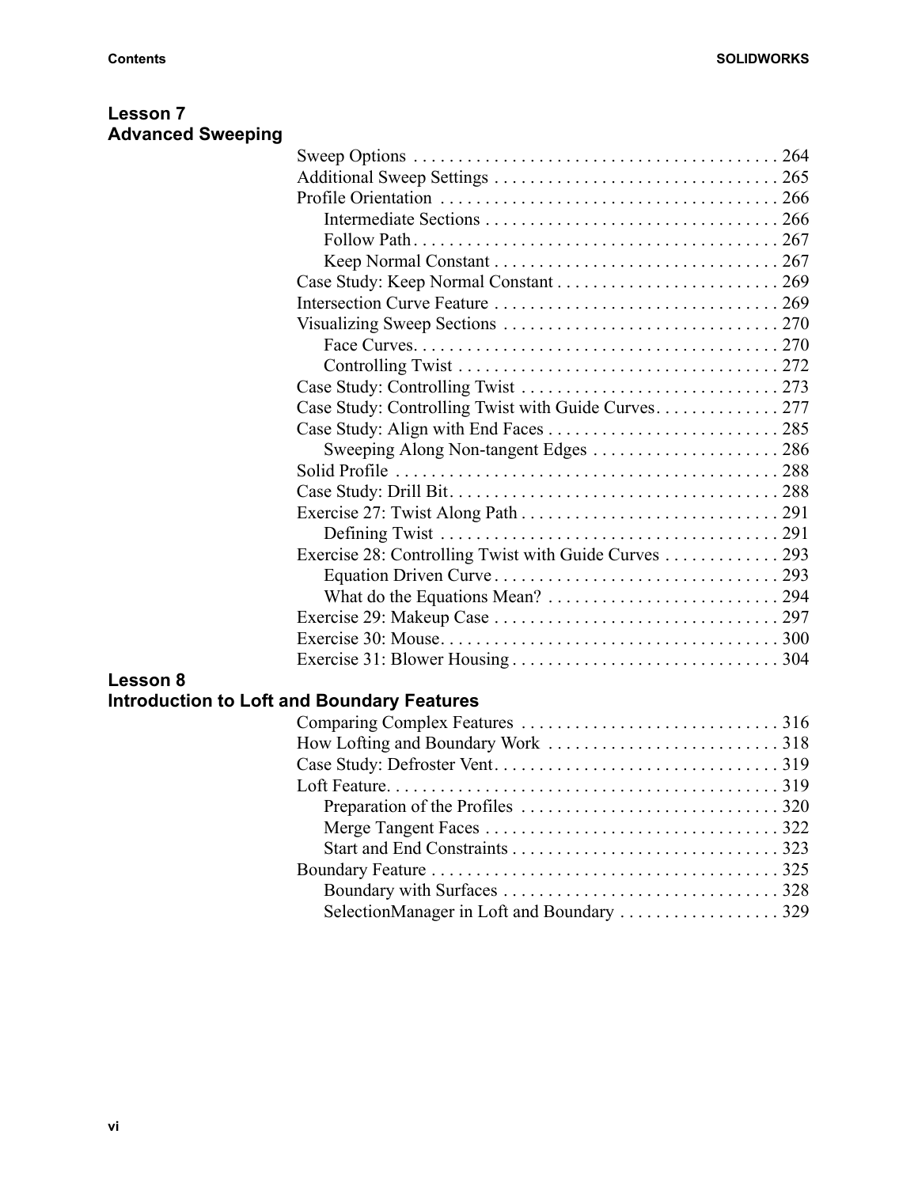## Lesson 7
## Advanced Sweeping

Sweep Options . . . . . . . . . . . . . . . . . . . . . . . . . . . . . . . . . . . . . . . . . 264
Additional Sweep Settings . . . . . . . . . . . . . . . . . . . . . . . . . . . . . . . . 265
Profile Orientation . . . . . . . . . . . . . . . . . . . . . . . . . . . . . . . . . . . . . . 266
    Intermediate Sections . . . . . . . . . . . . . . . . . . . . . . . . . . . . . . . . . 266
    Follow Path . . . . . . . . . . . . . . . . . . . . . . . . . . . . . . . . . . . . . . . . . 267
    Keep Normal Constant . . . . . . . . . . . . . . . . . . . . . . . . . . . . . . . . 267
Case Study: Keep Normal Constant . . . . . . . . . . . . . . . . . . . . . . . . . 269
Intersection Curve Feature . . . . . . . . . . . . . . . . . . . . . . . . . . . . . . . . 269
Visualizing Sweep Sections . . . . . . . . . . . . . . . . . . . . . . . . . . . . . . . 270
    Face Curves. . . . . . . . . . . . . . . . . . . . . . . . . . . . . . . . . . . . . . . . . 270
    Controlling Twist . . . . . . . . . . . . . . . . . . . . . . . . . . . . . . . . . . . . 272
Case Study: Controlling Twist . . . . . . . . . . . . . . . . . . . . . . . . . . . . . 273
Case Study: Controlling Twist with Guide Curves. . . . . . . . . . . . . . 277
Case Study: Align with End Faces . . . . . . . . . . . . . . . . . . . . . . . . . . 285
    Sweeping Along Non-tangent Edges . . . . . . . . . . . . . . . . . . . . . 286
Solid Profile . . . . . . . . . . . . . . . . . . . . . . . . . . . . . . . . . . . . . . . . . . . 288
Case Study: Drill Bit . . . . . . . . . . . . . . . . . . . . . . . . . . . . . . . . . . . . . 288
Exercise 27: Twist Along Path . . . . . . . . . . . . . . . . . . . . . . . . . . . . . 291
    Defining Twist . . . . . . . . . . . . . . . . . . . . . . . . . . . . . . . . . . . . . . 291
Exercise 28: Controlling Twist with Guide Curves . . . . . . . . . . . . . 293
    Equation Driven Curve . . . . . . . . . . . . . . . . . . . . . . . . . . . . . . . . 293
    What do the Equations Mean? . . . . . . . . . . . . . . . . . . . . . . . . . . 294
Exercise 29: Makeup Case . . . . . . . . . . . . . . . . . . . . . . . . . . . . . . . . 297
Exercise 30: Mouse. . . . . . . . . . . . . . . . . . . . . . . . . . . . . . . . . . . . . . 300
Exercise 31: Blower Housing . . . . . . . . . . . . . . . . . . . . . . . . . . . . . . 304

## Lesson 8
## Introduction to Loft and Boundary Features

Comparing Complex Features . . . . . . . . . . . . . . . . . . . . . . . . . . . . . 316
How Lofting and Boundary Work . . . . . . . . . . . . . . . . . . . . . . . . . . 318
Case Study: Defroster Vent. . . . . . . . . . . . . . . . . . . . . . . . . . . . . . . . 319
Loft Feature. . . . . . . . . . . . . . . . . . . . . . . . . . . . . . . . . . . . . . . . . . . . 319
    Preparation of the Profiles . . . . . . . . . . . . . . . . . . . . . . . . . . . . . 320
    Merge Tangent Faces . . . . . . . . . . . . . . . . . . . . . . . . . . . . . . . . . 322
    Start and End Constraints . . . . . . . . . . . . . . . . . . . . . . . . . . . . . . 323
Boundary Feature . . . . . . . . . . . . . . . . . . . . . . . . . . . . . . . . . . . . . . . 325
    Boundary with Surfaces . . . . . . . . . . . . . . . . . . . . . . . . . . . . . . . 328
    SelectionManager in Loft and Boundary . . . . . . . . . . . . . . . . . . 329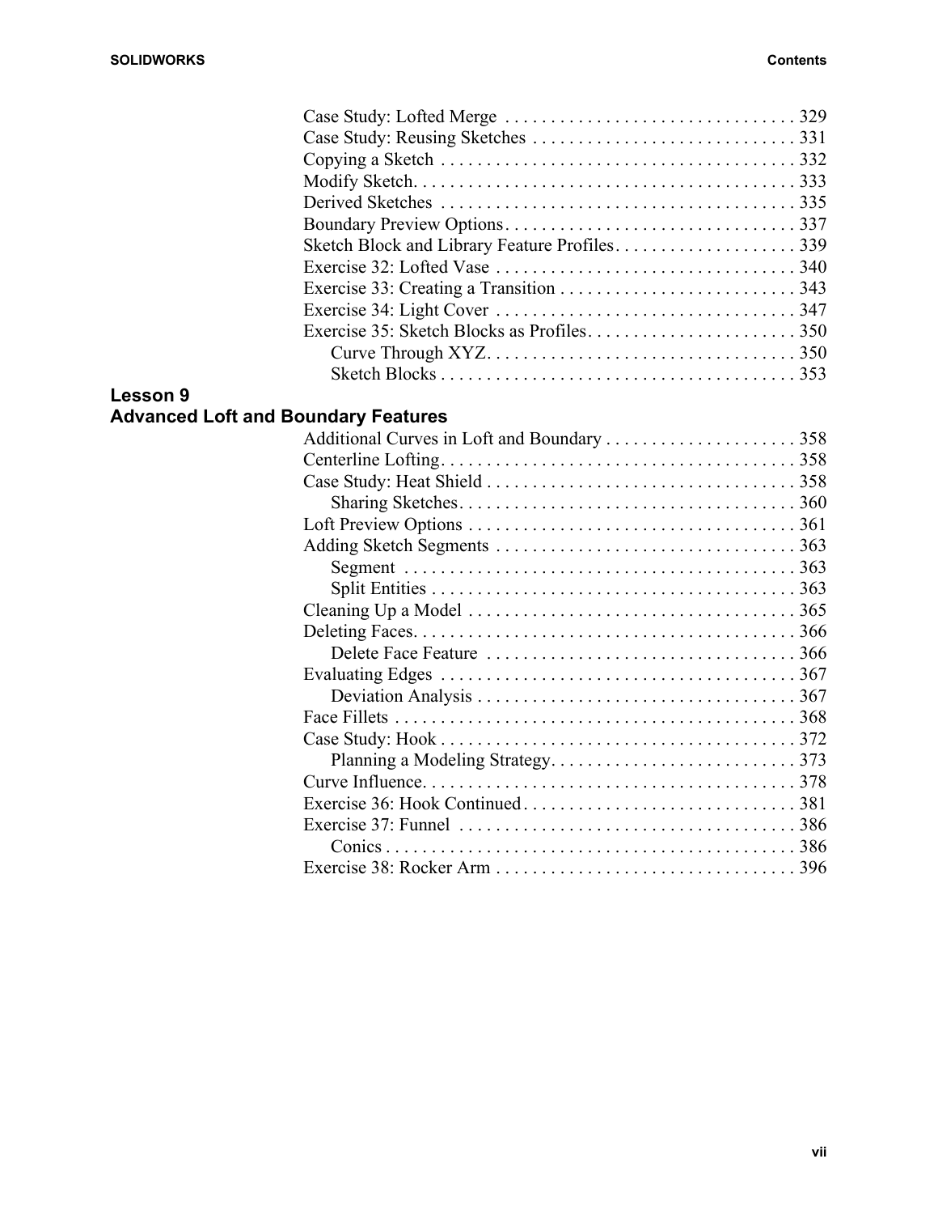Case Study: Lofted Merge . . . . . . . . . . . . . . . . . . . . . . . . . . . . . . . . 329
Case Study: Reusing Sketches . . . . . . . . . . . . . . . . . . . . . . . . . . . . . 331
Copying a Sketch . . . . . . . . . . . . . . . . . . . . . . . . . . . . . . . . . . . . . . . 332
Modify Sketch. . . . . . . . . . . . . . . . . . . . . . . . . . . . . . . . . . . . . . . . . . 333
Derived Sketches . . . . . . . . . . . . . . . . . . . . . . . . . . . . . . . . . . . . . . . 335
Boundary Preview Options. . . . . . . . . . . . . . . . . . . . . . . . . . . . . . . . . 337
Sketch Block and Library Feature Profiles. . . . . . . . . . . . . . . . . . . . . 339
Exercise 32: Lofted Vase . . . . . . . . . . . . . . . . . . . . . . . . . . . . . . . . . 340
Exercise 33: Creating a Transition . . . . . . . . . . . . . . . . . . . . . . . . . . 343
Exercise 34: Light Cover . . . . . . . . . . . . . . . . . . . . . . . . . . . . . . . . . 347
Exercise 35: Sketch Blocks as Profiles. . . . . . . . . . . . . . . . . . . . . . . 350
- Curve Through XYZ. . . . . . . . . . . . . . . . . . . . . . . . . . . . . . . . . . 350
- Sketch Blocks . . . . . . . . . . . . . . . . . . . . . . . . . . . . . . . . . . . . . . 353

## Lesson 9
## Advanced Loft and Boundary Features

Additional Curves in Loft and Boundary . . . . . . . . . . . . . . . . . . . . . 358
Centerline Lofting. . . . . . . . . . . . . . . . . . . . . . . . . . . . . . . . . . . . . . . 358
Case Study: Heat Shield . . . . . . . . . . . . . . . . . . . . . . . . . . . . . . . . . . 358
- Sharing Sketches. . . . . . . . . . . . . . . . . . . . . . . . . . . . . . . . . . . . . 360

Loft Preview Options . . . . . . . . . . . . . . . . . . . . . . . . . . . . . . . . . . . . 361
Adding Sketch Segments . . . . . . . . . . . . . . . . . . . . . . . . . . . . . . . . . 363
- Segment . . . . . . . . . . . . . . . . . . . . . . . . . . . . . . . . . . . . . . . . . . . 363
- Split Entities . . . . . . . . . . . . . . . . . . . . . . . . . . . . . . . . . . . . . . . . 363

Cleaning Up a Model . . . . . . . . . . . . . . . . . . . . . . . . . . . . . . . . . . . . 365
Deleting Faces. . . . . . . . . . . . . . . . . . . . . . . . . . . . . . . . . . . . . . . . . . 366
- Delete Face Feature . . . . . . . . . . . . . . . . . . . . . . . . . . . . . . . . . . 366

Evaluating Edges . . . . . . . . . . . . . . . . . . . . . . . . . . . . . . . . . . . . . . . 367
- Deviation Analysis . . . . . . . . . . . . . . . . . . . . . . . . . . . . . . . . . . . 367

Face Fillets . . . . . . . . . . . . . . . . . . . . . . . . . . . . . . . . . . . . . . . . . . . . 368
Case Study: Hook . . . . . . . . . . . . . . . . . . . . . . . . . . . . . . . . . . . . . . . 372
- Planning a Modeling Strategy. . . . . . . . . . . . . . . . . . . . . . . . . . . 373

Curve Influence. . . . . . . . . . . . . . . . . . . . . . . . . . . . . . . . . . . . . . . . . 378
Exercise 36: Hook Continued. . . . . . . . . . . . . . . . . . . . . . . . . . . . . . . 381
Exercise 37: Funnel . . . . . . . . . . . . . . . . . . . . . . . . . . . . . . . . . . . . . 386
- Conics . . . . . . . . . . . . . . . . . . . . . . . . . . . . . . . . . . . . . . . . . . . . . 386

Exercise 38: Rocker Arm . . . . . . . . . . . . . . . . . . . . . . . . . . . . . . . . . 396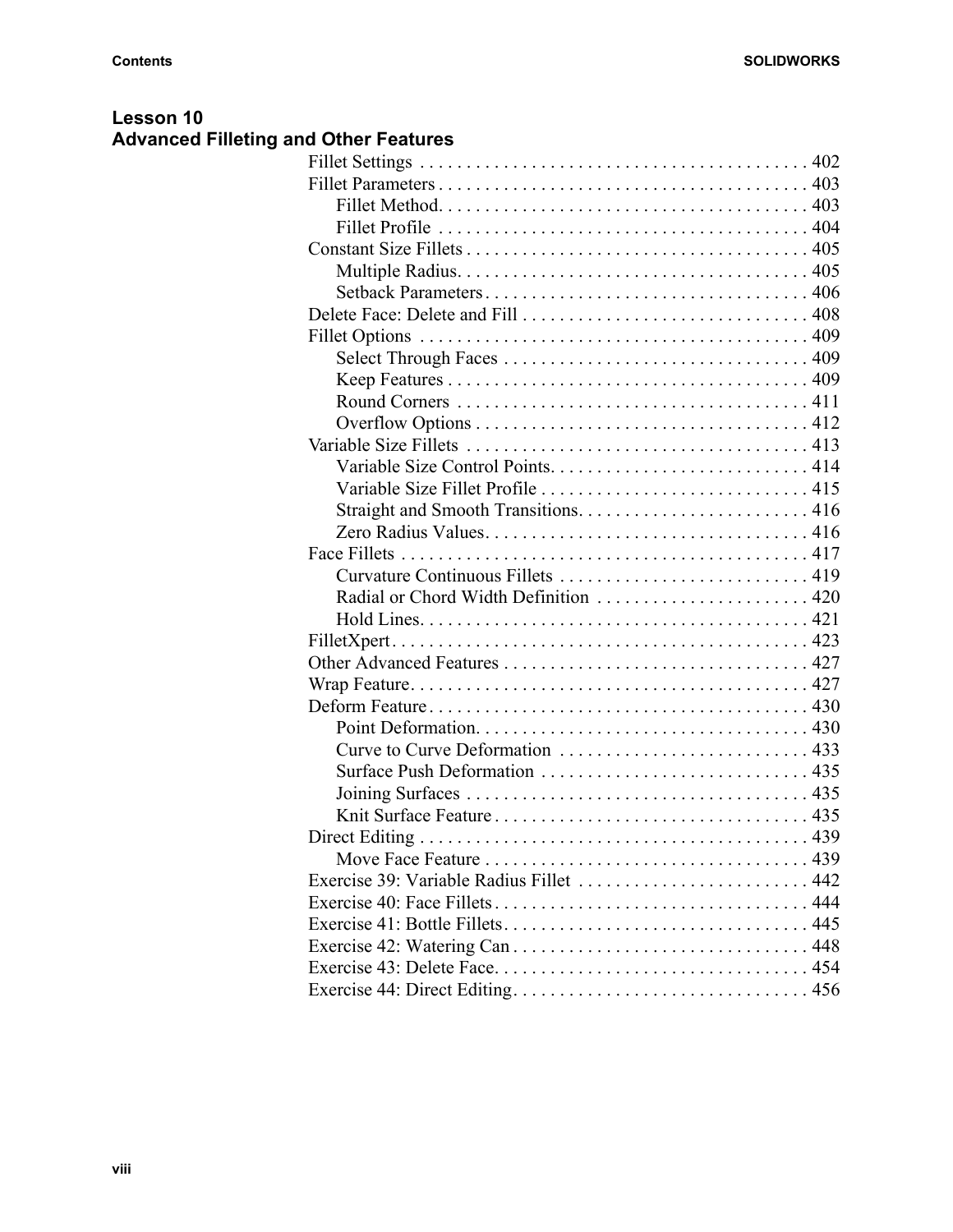## Lesson 10
## Advanced Filleting and Other Features

Fillet Settings . . . . . . . . . . . . . . . . . . . . . . . . . . . . . . . . . . . . . . . . . . 402
Fillet Parameters . . . . . . . . . . . . . . . . . . . . . . . . . . . . . . . . . . . . . . . . 403
- Fillet Method. . . . . . . . . . . . . . . . . . . . . . . . . . . . . . . . . . . . . . . . 403
- Fillet Profile . . . . . . . . . . . . . . . . . . . . . . . . . . . . . . . . . . . . . . . . 404

Constant Size Fillets . . . . . . . . . . . . . . . . . . . . . . . . . . . . . . . . . . . . . 405
- Multiple Radius. . . . . . . . . . . . . . . . . . . . . . . . . . . . . . . . . . . . . . 405
- Setback Parameters . . . . . . . . . . . . . . . . . . . . . . . . . . . . . . . . . . . 406

Delete Face: Delete and Fill . . . . . . . . . . . . . . . . . . . . . . . . . . . . . . . 408
Fillet Options . . . . . . . . . . . . . . . . . . . . . . . . . . . . . . . . . . . . . . . . . . 409
- Select Through Faces . . . . . . . . . . . . . . . . . . . . . . . . . . . . . . . . . 409
- Keep Features . . . . . . . . . . . . . . . . . . . . . . . . . . . . . . . . . . . . . . . 409
- Round Corners . . . . . . . . . . . . . . . . . . . . . . . . . . . . . . . . . . . . . . 411
- Overflow Options . . . . . . . . . . . . . . . . . . . . . . . . . . . . . . . . . . . . 412

Variable Size Fillets . . . . . . . . . . . . . . . . . . . . . . . . . . . . . . . . . . . . . 413
- Variable Size Control Points. . . . . . . . . . . . . . . . . . . . . . . . . . . . 414
- Variable Size Fillet Profile . . . . . . . . . . . . . . . . . . . . . . . . . . . . . 415
- Straight and Smooth Transitions. . . . . . . . . . . . . . . . . . . . . . . . . 416
- Zero Radius Values. . . . . . . . . . . . . . . . . . . . . . . . . . . . . . . . . . . 416

Face Fillets . . . . . . . . . . . . . . . . . . . . . . . . . . . . . . . . . . . . . . . . . . . 417
- Curvature Continuous Fillets . . . . . . . . . . . . . . . . . . . . . . . . . . . 419
- Radial or Chord Width Definition . . . . . . . . . . . . . . . . . . . . . . . 420
- Hold Lines. . . . . . . . . . . . . . . . . . . . . . . . . . . . . . . . . . . . . . . . . . 421

FilletXpert. . . . . . . . . . . . . . . . . . . . . . . . . . . . . . . . . . . . . . . . . . . . . 423
Other Advanced Features . . . . . . . . . . . . . . . . . . . . . . . . . . . . . . . . . 427
Wrap Feature. . . . . . . . . . . . . . . . . . . . . . . . . . . . . . . . . . . . . . . . . . . 427
Deform Feature . . . . . . . . . . . . . . . . . . . . . . . . . . . . . . . . . . . . . . . . . 430
- Point Deformation. . . . . . . . . . . . . . . . . . . . . . . . . . . . . . . . . . . . 430
- Curve to Curve Deformation . . . . . . . . . . . . . . . . . . . . . . . . . . . 433
- Surface Push Deformation . . . . . . . . . . . . . . . . . . . . . . . . . . . . . 435
- Joining Surfaces . . . . . . . . . . . . . . . . . . . . . . . . . . . . . . . . . . . . . 435
- Knit Surface Feature . . . . . . . . . . . . . . . . . . . . . . . . . . . . . . . . . . 435

Direct Editing . . . . . . . . . . . . . . . . . . . . . . . . . . . . . . . . . . . . . . . . . . 439
- Move Face Feature . . . . . . . . . . . . . . . . . . . . . . . . . . . . . . . . . . . 439

Exercise 39: Variable Radius Fillet . . . . . . . . . . . . . . . . . . . . . . . . . 442
Exercise 40: Face Fillets . . . . . . . . . . . . . . . . . . . . . . . . . . . . . . . . . . 444
Exercise 41: Bottle Fillets. . . . . . . . . . . . . . . . . . . . . . . . . . . . . . . . . 445
Exercise 42: Watering Can . . . . . . . . . . . . . . . . . . . . . . . . . . . . . . . . 448
Exercise 43: Delete Face. . . . . . . . . . . . . . . . . . . . . . . . . . . . . . . . . . 454
Exercise 44: Direct Editing. . . . . . . . . . . . . . . . . . . . . . . . . . . . . . . . 456